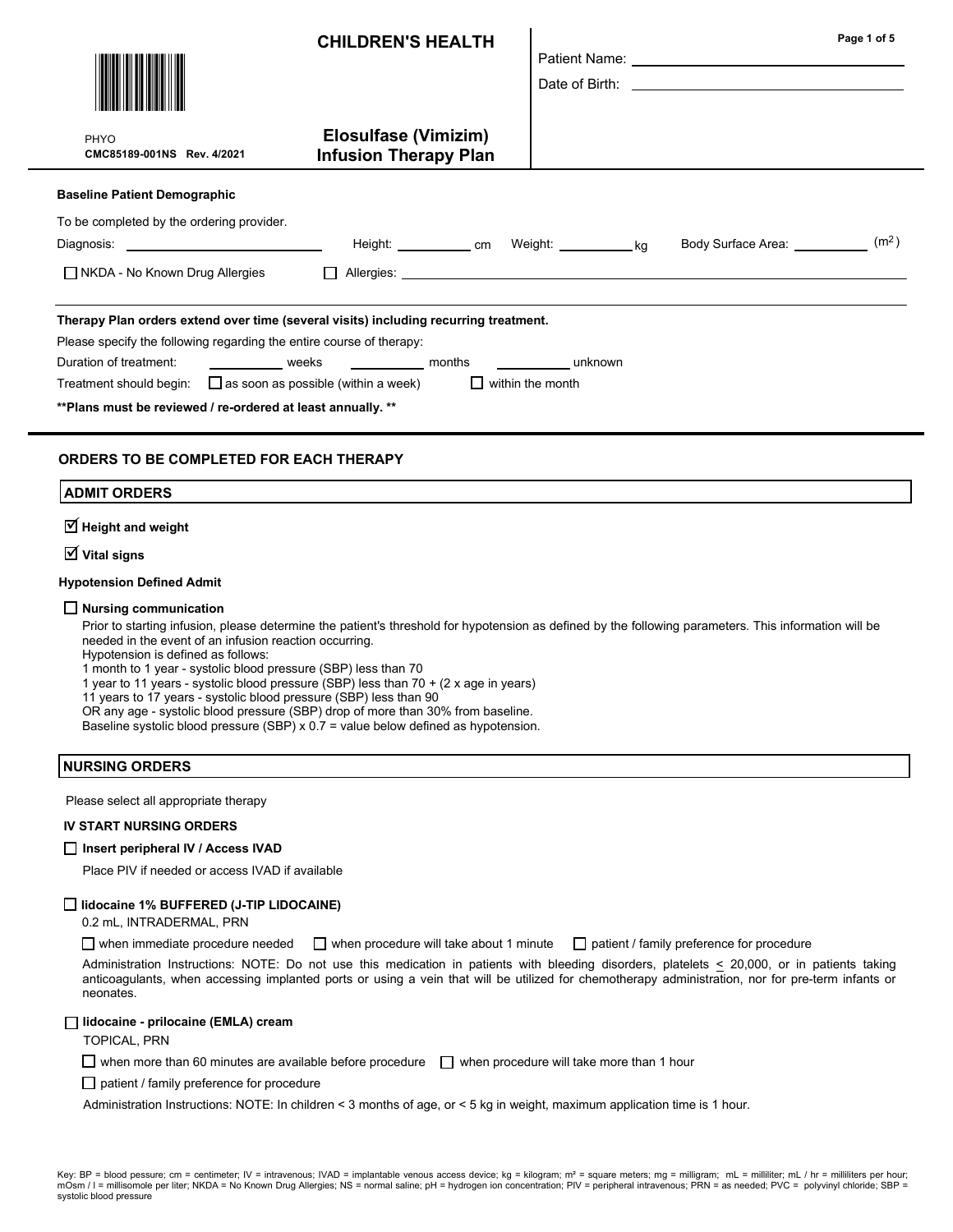# CHILDREN'S HEALTH

PHYO
**CMC85189-001NS Rev. 4/2021**

## Elosulfase (Vimizim) Infusion Therapy Plan

Patient Name: ______________________

Date of Birth: ______________________

**Baseline Patient Demographic**

To be completed by the ordering provider.

Diagnosis: ______________________ Height: __________ cm Weight: __________ kg Body Surface Area: __________ ($m^2$)

☐ NKDA - No Known Drug Allergies ☐ Allergies: ______________________

**Therapy Plan orders extend over time (several visits) including recurring treatment.**

Please specify the following regarding the entire course of therapy:

Duration of treatment: __________ weeks __________ months __________ unknown

Treatment should begin: ☐ as soon as possible (within a week) ☐ within the month

**\*\*Plans must be reviewed / re-ordered at least annually. \*\***

## ORDERS TO BE COMPLETED FOR EACH THERAPY

### ADMIT ORDERS

☑ **Height and weight**

☑ **Vital signs**

**Hypotension Defined Admit**

☐ **Nursing communication**

Prior to starting infusion, please determine the patient's threshold for hypotension as defined by the following parameters. This information will be needed in the event of an infusion reaction occurring.
Hypotension is defined as follows:
1 month to 1 year - systolic blood pressure (SBP) less than 70
1 year to 11 years - systolic blood pressure (SBP) less than 70 + (2 x age in years)
11 years to 17 years - systolic blood pressure (SBP) less than 90
OR any age - systolic blood pressure (SBP) drop of more than 30% from baseline.
Baseline systolic blood pressure (SBP) x 0.7 = value below defined as hypotension.

### NURSING ORDERS

Please select all appropriate therapy

**IV START NURSING ORDERS**

☐ **Insert peripheral IV / Access IVAD**

Place PIV if needed or access IVAD if available

☐ **lidocaine 1% BUFFERED (J-TIP LIDOCAINE)**

0.2 mL, INTRADERMAL, PRN

☐ when immediate procedure needed ☐ when procedure will take about 1 minute ☐ patient / family preference for procedure

Administration Instructions: NOTE: Do not use this medication in patients with bleeding disorders, platelets ≤ 20,000, or in patients taking anticoagulants, when accessing implanted ports or using a vein that will be utilized for chemotherapy administration, nor for pre-term infants or neonates.

☐ **lidocaine - prilocaine (EMLA) cream**

TOPICAL, PRN

☐ when more than 60 minutes are available before procedure ☐ when procedure will take more than 1 hour

☐ patient / family preference for procedure

Administration Instructions: NOTE: In children < 3 months of age, or < 5 kg in weight, maximum application time is 1 hour.

Key: BP = blood pressure; cm = centimeter; IV = intravenous; IVAD = implantable venous access device; kg = kilogram; m² = square meters; mg = milligram; mL = milliliter; mL / hr = milliliters per hour; mOsm / l = millisomole per liter; NKDA = No Known Drug Allergies; NS = normal saline; pH = hydrogen ion concentration; PIV = peripheral intravenous; PRN = as needed; PVC = polyvinyl chloride; SBP = systolic blood pressure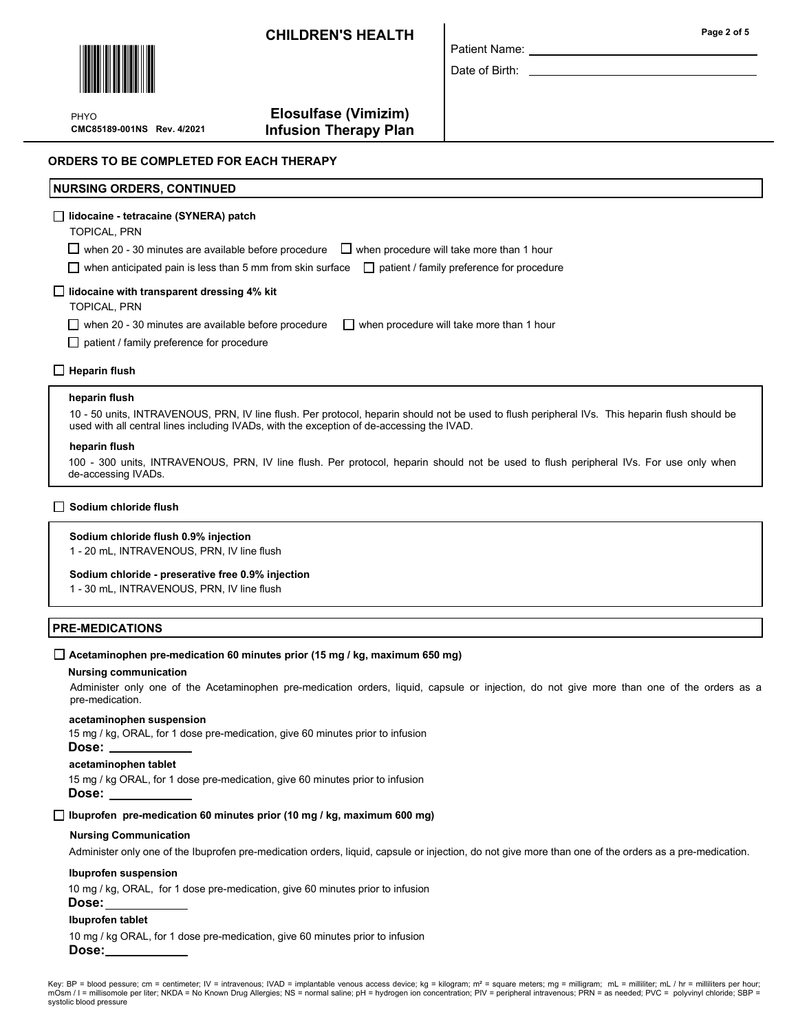# CHILDREN'S HEALTH

PHYO
CMC85189-001NS Rev. 4/2021

## Elosulfase (Vimizim) Infusion Therapy Plan

Patient Name: ____________________

Date of Birth: ____________________

## ORDERS TO BE COMPLETED FOR EACH THERAPY

### NURSING ORDERS, CONTINUED

☐ **lidocaine - tetracaine (SYNERA) patch**
TOPICAL, PRN

☐ when 20 - 30 minutes are available before procedure ☐ when procedure will take more than 1 hour

☐ when anticipated pain is less than 5 mm from skin surface ☐ patient / family preference for procedure

☐ **lidocaine with transparent dressing 4% kit**
TOPICAL, PRN

☐ when 20 - 30 minutes are available before procedure ☐ when procedure will take more than 1 hour

☐ patient / family preference for procedure

☐ **Heparin flush**

**heparin flush**
10 - 50 units, INTRAVENOUS, PRN, IV line flush. Per protocol, heparin should not be used to flush peripheral IVs. This heparin flush should be used with all central lines including IVADs, with the exception of de-accessing the IVAD.

**heparin flush**
100 - 300 units, INTRAVENOUS, PRN, IV line flush. Per protocol, heparin should not be used to flush peripheral IVs. For use only when de-accessing IVADs.

☐ **Sodium chloride flush**

**Sodium chloride flush 0.9% injection**
1 - 20 mL, INTRAVENOUS, PRN, IV line flush

**Sodium chloride - preservative free 0.9% injection**
1 - 30 mL, INTRAVENOUS, PRN, IV line flush

### PRE-MEDICATIONS

☐ **Acetaminophen pre-medication 60 minutes prior (15 mg / kg, maximum 650 mg)**

**Nursing communication**
Administer only one of the Acetaminophen pre-medication orders, liquid, capsule or injection, do not give more than one of the orders as a pre-medication.

**acetaminophen suspension**
15 mg / kg, ORAL, for 1 dose pre-medication, give 60 minutes prior to infusion
**Dose:** ____________

**acetaminophen tablet**
15 mg / kg ORAL, for 1 dose pre-medication, give 60 minutes prior to infusion
**Dose:** ____________

☐ **Ibuprofen pre-medication 60 minutes prior (10 mg / kg, maximum 600 mg)**

**Nursing Communication**
Administer only one of the Ibuprofen pre-medication orders, liquid, capsule or injection, do not give more than one of the orders as a pre-medication.

**Ibuprofen suspension**
10 mg / kg, ORAL, for 1 dose pre-medication, give 60 minutes prior to infusion
**Dose:** ____________

**Ibuprofen tablet**
10 mg / kg ORAL, for 1 dose pre-medication, give 60 minutes prior to infusion
**Dose:** ____________

Key: BP = blood pressure; cm = centimeter; IV = intravenous; IVAD = implantable venous access device; kg = kilogram; m² = square meters; mg = milligram; mL = milliliter; mL / hr = milliliters per hour; mOsm / l = millisomole per liter; NKDA = No Known Drug Allergies; NS = normal saline; pH = hydrogen ion concentration; PIV = peripheral intravenous; PRN = as needed; PVC = polyvinyl chloride; SBP = systolic blood pressure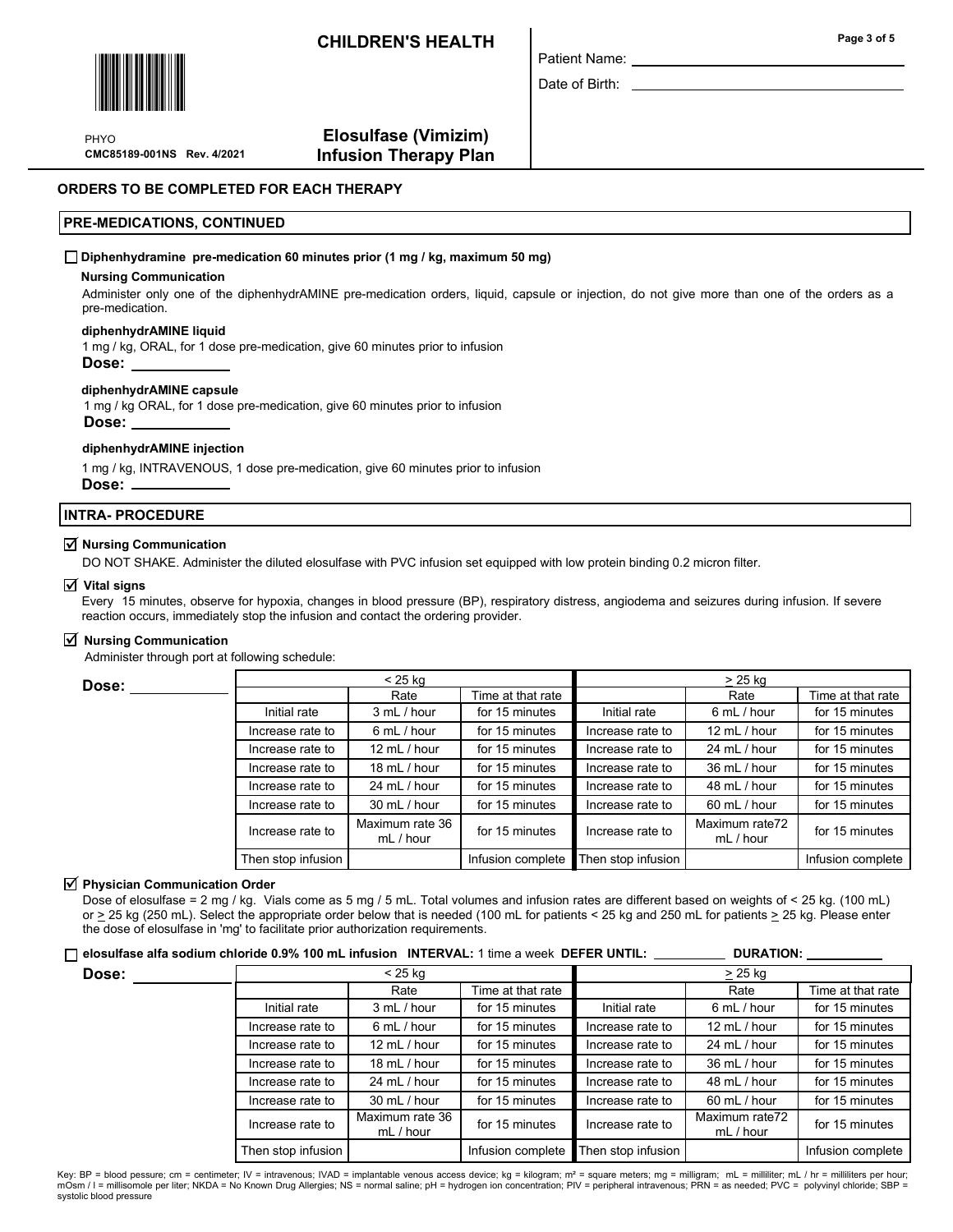# CHILDREN'S HEALTH

PHYO
CMC85189-001NS Rev. 4/2021

## Elosulfase (Vimizim) Infusion Therapy Plan

Patient Name: ____________________

Date of Birth: ____________________

## ORDERS TO BE COMPLETED FOR EACH THERAPY

### PRE-MEDICATIONS, CONTINUED

☐ **Diphenhydramine pre-medication 60 minutes prior (1 mg / kg, maximum 50 mg)**

**Nursing Communication**

Administer only one of the diphenhydrAMINE pre-medication orders, liquid, capsule or injection, do not give more than one of the orders as a pre-medication.

**diphenhydrAMINE liquid**

1 mg / kg, ORAL, for 1 dose pre-medication, give 60 minutes prior to infusion

**Dose:** ____________

**diphenhydrAMINE capsule**

1 mg / kg ORAL, for 1 dose pre-medication, give 60 minutes prior to infusion

**Dose:** ____________

**diphenhydrAMINE injection**

1 mg / kg, INTRAVENOUS, 1 dose pre-medication, give 60 minutes prior to infusion

**Dose:** ____________

### INTRA- PROCEDURE

☑ **Nursing Communication**

DO NOT SHAKE. Administer the diluted elosulfase with PVC infusion set equipped with low protein binding 0.2 micron filter.

☑ **Vital signs**

Every 15 minutes, observe for hypoxia, changes in blood pressure (BP), respiratory distress, angiodema and seizures during infusion. If severe reaction occurs, immediately stop the infusion and contact the ordering provider.

☑ **Nursing Communication**

Administer through port at following schedule:

**Dose:** ____________

| < 25 kg | | | ≥ 25 kg | | |
|---|---|---|---|---|---|
| | Rate | Time at that rate | | Rate | Time at that rate |
| Initial rate | 3 mL / hour | for 15 minutes | Initial rate | 6 mL / hour | for 15 minutes |
| Increase rate to | 6 mL / hour | for 15 minutes | Increase rate to | 12 mL / hour | for 15 minutes |
| Increase rate to | 12 mL / hour | for 15 minutes | Increase rate to | 24 mL / hour | for 15 minutes |
| Increase rate to | 18 mL / hour | for 15 minutes | Increase rate to | 36 mL / hour | for 15 minutes |
| Increase rate to | 24 mL / hour | for 15 minutes | Increase rate to | 48 mL / hour | for 15 minutes |
| Increase rate to | 30 mL / hour | for 15 minutes | Increase rate to | 60 mL / hour | for 15 minutes |
| Increase rate to | Maximum rate 36 mL / hour | for 15 minutes | Increase rate to | Maximum rate72 mL / hour | for 15 minutes |
| Then stop infusion | | Infusion complete | Then stop infusion | | Infusion complete |

☑ **Physician Communication Order**

Dose of elosulfase = 2 mg / kg. Vials come as 5 mg / 5 mL. Total volumes and infusion rates are different based on weights of < 25 kg. (100 mL) or ≥ 25 kg (250 mL). Select the appropriate order below that is needed (100 mL for patients < 25 kg and 250 mL for patients ≥ 25 kg. Please enter the dose of elosulfase in 'mg' to facilitate prior authorization requirements.

☐ **elosulfase alfa sodium chloride 0.9% 100 mL infusion INTERVAL:** 1 time a week **DEFER UNTIL:** __________ **DURATION:** __________

**Dose:** ____________

| < 25 kg | | | ≥ 25 kg | | |
|---|---|---|---|---|---|
| | Rate | Time at that rate | | Rate | Time at that rate |
| Initial rate | 3 mL / hour | for 15 minutes | Initial rate | 6 mL / hour | for 15 minutes |
| Increase rate to | 6 mL / hour | for 15 minutes | Increase rate to | 12 mL / hour | for 15 minutes |
| Increase rate to | 12 mL / hour | for 15 minutes | Increase rate to | 24 mL / hour | for 15 minutes |
| Increase rate to | 18 mL / hour | for 15 minutes | Increase rate to | 36 mL / hour | for 15 minutes |
| Increase rate to | 24 mL / hour | for 15 minutes | Increase rate to | 48 mL / hour | for 15 minutes |
| Increase rate to | 30 mL / hour | for 15 minutes | Increase rate to | 60 mL / hour | for 15 minutes |
| Increase rate to | Maximum rate 36 mL / hour | for 15 minutes | Increase rate to | Maximum rate72 mL / hour | for 15 minutes |
| Then stop infusion | | Infusion complete | Then stop infusion | | Infusion complete |

Key: BP = blood pressure; cm = centimeter; IV = intravenous; IVAD = implantable venous access device; kg = kilogram; $m^2$ = square meters; mg = milligram; mL = milliliter; mL / hr = milliliters per hour; mOsm / l = millisomole per liter; NKDA = No Known Drug Allergies; NS = normal saline; pH = hydrogen ion concentration; PIV = peripheral intravenous; PRN = as needed; PVC = polyvinyl chloride; SBP = systolic blood pressure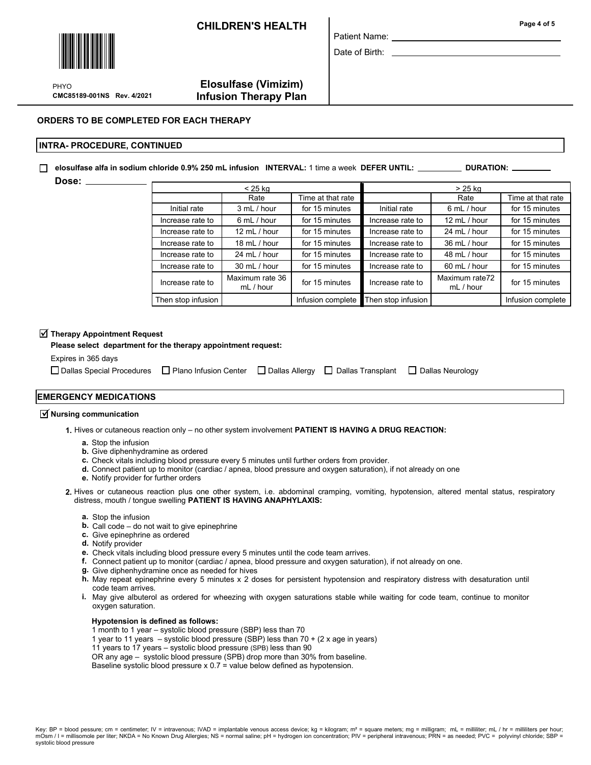**CHILDREN'S HEALTH**

PHYO
**CMC85189-001NS Rev. 4/2021**

**Elosulfase (Vimizim)**
**Infusion Therapy Plan**

Patient Name: ____________________

Date of Birth: ____________________

## ORDERS TO BE COMPLETED FOR EACH THERAPY

### INTRA- PROCEDURE, CONTINUED

☐ **elosulfase alfa in sodium chloride 0.9% 250 mL infusion INTERVAL:** 1 time a week **DEFER UNTIL:** __________ **DURATION:** ________

**Dose:** ____________

| < 25 kg | | | > 25 kg | | |
|---|---|---|---|---|---|
| | Rate | Time at that rate | | Rate | Time at that rate |
| Initial rate | 3 mL / hour | for 15 minutes | Initial rate | 6 mL / hour | for 15 minutes |
| Increase rate to | 6 mL / hour | for 15 minutes | Increase rate to | 12 mL / hour | for 15 minutes |
| Increase rate to | 12 mL / hour | for 15 minutes | Increase rate to | 24 mL / hour | for 15 minutes |
| Increase rate to | 18 mL / hour | for 15 minutes | Increase rate to | 36 mL / hour | for 15 minutes |
| Increase rate to | 24 mL / hour | for 15 minutes | Increase rate to | 48 mL / hour | for 15 minutes |
| Increase rate to | 30 mL / hour | for 15 minutes | Increase rate to | 60 mL / hour | for 15 minutes |
| Increase rate to | Maximum rate 36 mL / hour | for 15 minutes | Increase rate to | Maximum rate72 mL / hour | for 15 minutes |
| Then stop infusion | | Infusion complete | Then stop infusion | | Infusion complete |

☑ **Therapy Appointment Request**

**Please select department for the therapy appointment request:**

Expires in 365 days

☐ Dallas Special Procedures ☐ Plano Infusion Center ☐ Dallas Allergy ☐ Dallas Transplant ☐ Dallas Neurology

### EMERGENCY MEDICATIONS

☑ **Nursing communication**

1. Hives or cutaneous reaction only – no other system involvement **PATIENT IS HAVING A DRUG REACTION:**
   - a. Stop the infusion
   - b. Give diphenhydramine as ordered
   - c. Check vitals including blood pressure every 5 minutes until further orders from provider.
   - d. Connect patient up to monitor (cardiac / apnea, blood pressure and oxygen saturation), if not already on one
   - e. Notify provider for further orders
2. Hives or cutaneous reaction plus one other system, i.e. abdominal cramping, vomiting, hypotension, altered mental status, respiratory distress, mouth / tongue swelling **PATIENT IS HAVING ANAPHYLAXIS:**
   - a. Stop the infusion
   - b. Call code – do not wait to give epinephrine
   - c. Give epinephrine as ordered
   - d. Notify provider
   - e. Check vitals including blood pressure every 5 minutes until the code team arrives.
   - f. Connect patient up to monitor (cardiac / apnea, blood pressure and oxygen saturation), if not already on one.
   - g. Give diphenhydramine once as needed for hives
   - h. May repeat epinephrine every 5 minutes x 2 doses for persistent hypotension and respiratory distress with desaturation until code team arrives.
   - i. May give albuterol as ordered for wheezing with oxygen saturations stable while waiting for code team, continue to monitor oxygen saturation.

   **Hypotension is defined as follows:**

   1 month to 1 year – systolic blood pressure (SBP) less than 70
   1 year to 11 years – systolic blood pressure (SBP) less than 70 + (2 x age in years)
   11 years to 17 years – systolic blood pressure (SPB) less than 90
   OR any age – systolic blood pressure (SPB) drop more than 30% from baseline.
   Baseline systolic blood pressure x 0.7 = value below defined as hypotension.

Key: BP = blood pressure; cm = centimeter; IV = intravenous; IVAD = implantable venous access device; kg = kilogram; m² = square meters; mg = milligram; mL = milliliter; mL / hr = milliliters per hour; mOsm / l = millisomole per liter; NKDA = No Known Drug Allergies; NS = normal saline; pH = hydrogen ion concentration; PIV = peripheral intravenous; PRN = as needed; PVC = polyvinyl chloride; SBP = systolic blood pressure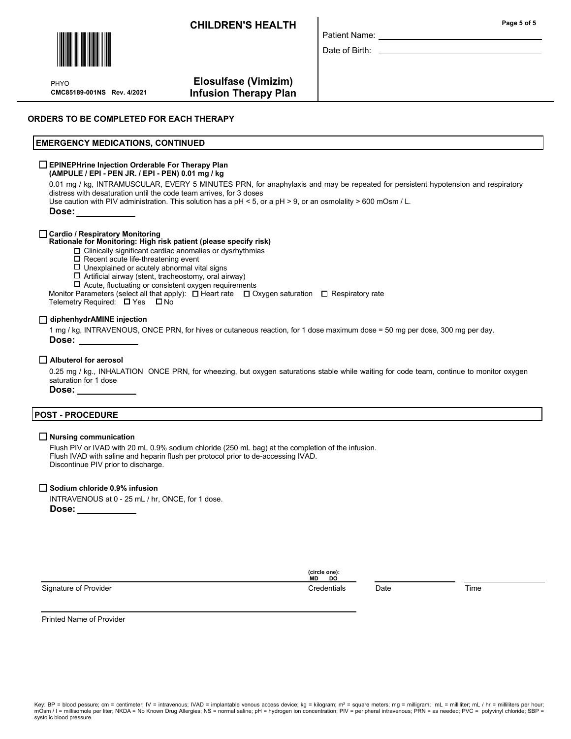**CHILDREN'S HEALTH**

Patient Name: \_\_\_\_\_\_\_\_\_\_\_\_\_\_\_\_\_\_\_\_

Date of Birth: \_\_\_\_\_\_\_\_\_\_\_\_\_\_\_\_\_\_\_\_

PHYO
**CMC85189-001NS Rev. 4/2021**

**Elosulfase (Vimizim) Infusion Therapy Plan**

## ORDERS TO BE COMPLETED FOR EACH THERAPY

### EMERGENCY MEDICATIONS, CONTINUED

☐ **EPINEPHrine Injection Orderable For Therapy Plan (AMPULE / EPI - PEN JR. / EPI - PEN) 0.01 mg / kg**

0.01 mg / kg, INTRAMUSCULAR, EVERY 5 MINUTES PRN, for anaphylaxis and may be repeated for persistent hypotension and respiratory distress with desaturation until the code team arrives, for 3 doses
Use caution with PIV administration. This solution has a pH < 5, or a pH > 9, or an osmolality > 600 mOsm / L.

**Dose:** \_\_\_\_\_\_\_\_\_\_

☐ **Cardio / Respiratory Monitoring**
**Rationale for Monitoring: High risk patient (please specify risk)**

- ☐ Clinically significant cardiac anomalies or dysrhythmias
- ☐ Recent acute life-threatening event
- ☐ Unexplained or acutely abnormal vital signs
- ☐ Artificial airway (stent, tracheostomy, oral airway)
- ☐ Acute, fluctuating or consistent oxygen requirements

Monitor Parameters (select all that apply): ☐ Heart rate ☐ Oxygen saturation ☐ Respiratory rate
Telemetry Required: ☐ Yes ☐ No

☐ **diphenhydrAMINE injection**

1 mg / kg, INTRAVENOUS, ONCE PRN, for hives or cutaneous reaction, for 1 dose maximum dose = 50 mg per dose, 300 mg per day.

**Dose:** \_\_\_\_\_\_\_\_\_\_

☐ **Albuterol for aerosol**

0.25 mg / kg., INHALATION ONCE PRN, for wheezing, but oxygen saturations stable while waiting for code team, continue to monitor oxygen saturation for 1 dose

**Dose:** \_\_\_\_\_\_\_\_\_\_

### POST - PROCEDURE

☐ **Nursing communication**

Flush PIV or IVAD with 20 mL 0.9% sodium chloride (250 mL bag) at the completion of the infusion.
Flush IVAD with saline and heparin flush per protocol prior to de-accessing IVAD.
Discontinue PIV prior to discharge.

☐ **Sodium chloride 0.9% infusion**

INTRAVENOUS at 0 - 25 mL / hr, ONCE, for 1 dose.

**Dose:** \_\_\_\_\_\_\_\_\_\_

| | | | |
|---|---|---|---|
| \_\_\_\_\_\_\_\_\_\_\_\_\_\_\_\_\_\_\_\_ | (circle one): MD DO | \_\_\_\_\_\_\_\_\_\_ | \_\_\_\_\_\_\_\_\_\_ |
| Signature of Provider | Credentials | Date | Time |

\_\_\_\_\_\_\_\_\_\_\_\_\_\_\_\_\_\_\_\_
Printed Name of Provider

Key: BP = blood pressure; cm = centimeter; IV = intravenous; IVAD = implantable venous access device; kg = kilogram; $m^2$ = square meters; mg = milligram; mL = milliliter; mL / hr = milliliters per hour; mOsm / l = millisomole per liter; NKDA = No Known Drug Allergies; NS = normal saline; pH = hydrogen ion concentration; PIV = peripheral intravenous; PRN = as needed; PVC = polyvinyl chloride; SBP = systolic blood pressure